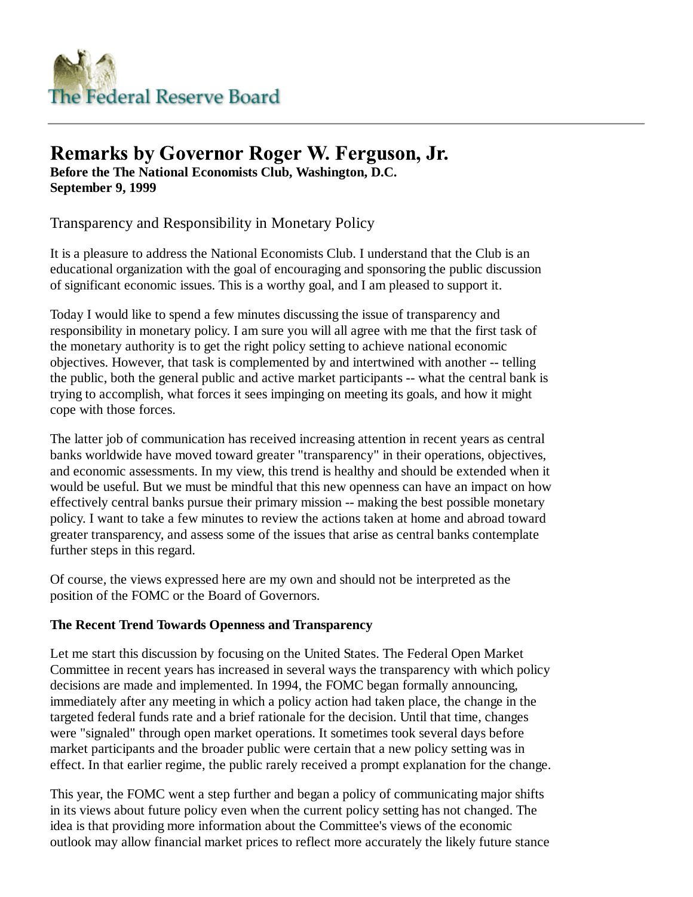The Federal Reserve Board

# Remarks by Governor Roger W. Ferguson, Jr.

**Before the The National Economists Club, Washington, D.C.**
**September 9, 1999**

## Transparency and Responsibility in Monetary Policy

It is a pleasure to address the National Economists Club. I understand that the Club is an educational organization with the goal of encouraging and sponsoring the public discussion of significant economic issues. This is a worthy goal, and I am pleased to support it.

Today I would like to spend a few minutes discussing the issue of transparency and responsibility in monetary policy. I am sure you will all agree with me that the first task of the monetary authority is to get the right policy setting to achieve national economic objectives. However, that task is complemented by and intertwined with another -- telling the public, both the general public and active market participants -- what the central bank is trying to accomplish, what forces it sees impinging on meeting its goals, and how it might cope with those forces.

The latter job of communication has received increasing attention in recent years as central banks worldwide have moved toward greater "transparency" in their operations, objectives, and economic assessments. In my view, this trend is healthy and should be extended when it would be useful. But we must be mindful that this new openness can have an impact on how effectively central banks pursue their primary mission -- making the best possible monetary policy. I want to take a few minutes to review the actions taken at home and abroad toward greater transparency, and assess some of the issues that arise as central banks contemplate further steps in this regard.

Of course, the views expressed here are my own and should not be interpreted as the position of the FOMC or the Board of Governors.

**The Recent Trend Towards Openness and Transparency**

Let me start this discussion by focusing on the United States. The Federal Open Market Committee in recent years has increased in several ways the transparency with which policy decisions are made and implemented. In 1994, the FOMC began formally announcing, immediately after any meeting in which a policy action had taken place, the change in the targeted federal funds rate and a brief rationale for the decision. Until that time, changes were "signaled" through open market operations. It sometimes took several days before market participants and the broader public were certain that a new policy setting was in effect. In that earlier regime, the public rarely received a prompt explanation for the change.

This year, the FOMC went a step further and began a policy of communicating major shifts in its views about future policy even when the current policy setting has not changed. The idea is that providing more information about the Committee's views of the economic outlook may allow financial market prices to reflect more accurately the likely future stance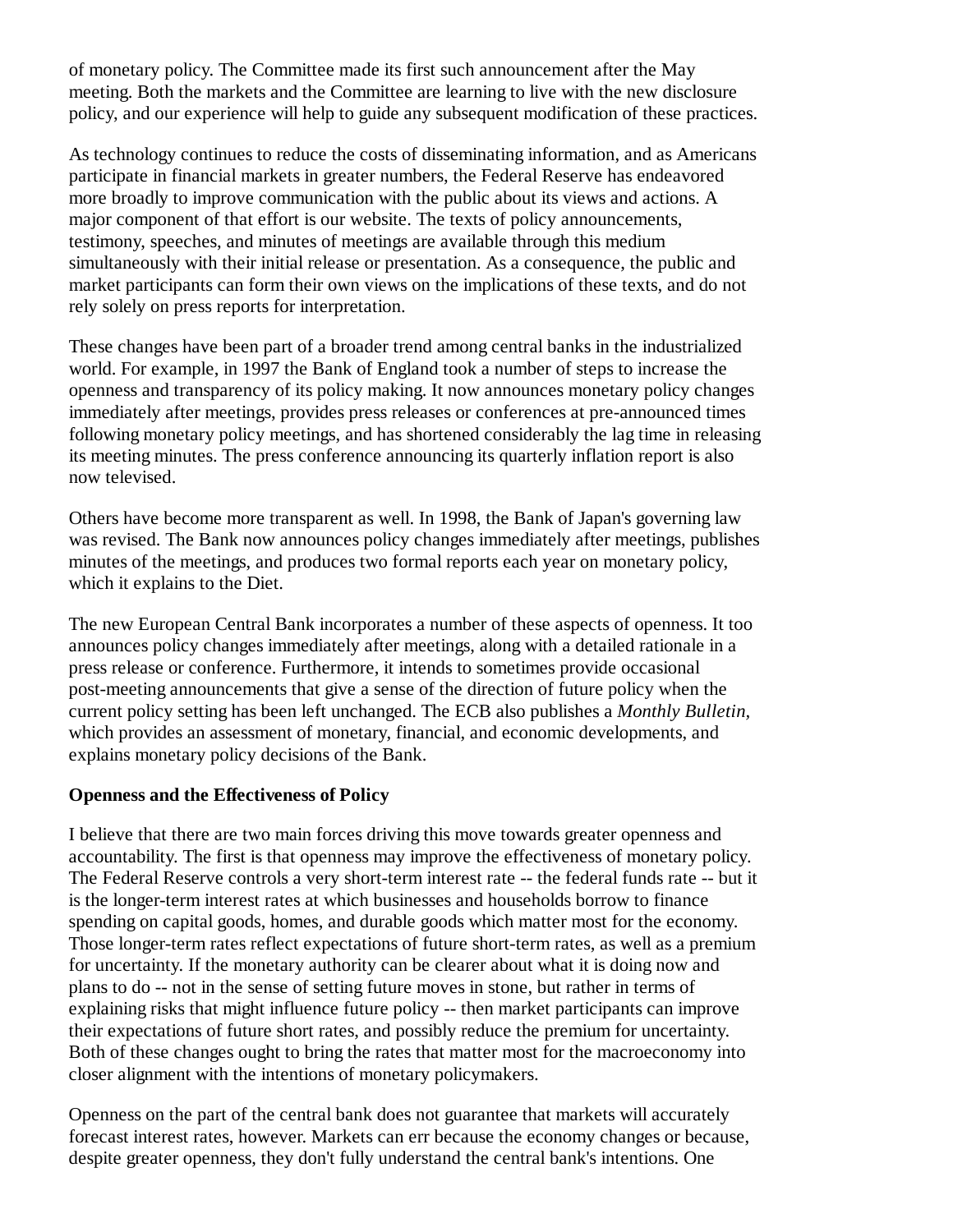of monetary policy. The Committee made its first such announcement after the May meeting. Both the markets and the Committee are learning to live with the new disclosure policy, and our experience will help to guide any subsequent modification of these practices.

As technology continues to reduce the costs of disseminating information, and as Americans participate in financial markets in greater numbers, the Federal Reserve has endeavored more broadly to improve communication with the public about its views and actions. A major component of that effort is our website. The texts of policy announcements, testimony, speeches, and minutes of meetings are available through this medium simultaneously with their initial release or presentation. As a consequence, the public and market participants can form their own views on the implications of these texts, and do not rely solely on press reports for interpretation.

These changes have been part of a broader trend among central banks in the industrialized world. For example, in 1997 the Bank of England took a number of steps to increase the openness and transparency of its policy making. It now announces monetary policy changes immediately after meetings, provides press releases or conferences at pre-announced times following monetary policy meetings, and has shortened considerably the lag time in releasing its meeting minutes. The press conference announcing its quarterly inflation report is also now televised.

Others have become more transparent as well. In 1998, the Bank of Japan's governing law was revised. The Bank now announces policy changes immediately after meetings, publishes minutes of the meetings, and produces two formal reports each year on monetary policy, which it explains to the Diet.

The new European Central Bank incorporates a number of these aspects of openness. It too announces policy changes immediately after meetings, along with a detailed rationale in a press release or conference. Furthermore, it intends to sometimes provide occasional post-meeting announcements that give a sense of the direction of future policy when the current policy setting has been left unchanged. The ECB also publishes a *Monthly Bulletin*, which provides an assessment of monetary, financial, and economic developments, and explains monetary policy decisions of the Bank.

**Openness and the Effectiveness of Policy**

I believe that there are two main forces driving this move towards greater openness and accountability. The first is that openness may improve the effectiveness of monetary policy. The Federal Reserve controls a very short-term interest rate -- the federal funds rate -- but it is the longer-term interest rates at which businesses and households borrow to finance spending on capital goods, homes, and durable goods which matter most for the economy. Those longer-term rates reflect expectations of future short-term rates, as well as a premium for uncertainty. If the monetary authority can be clearer about what it is doing now and plans to do -- not in the sense of setting future moves in stone, but rather in terms of explaining risks that might influence future policy -- then market participants can improve their expectations of future short rates, and possibly reduce the premium for uncertainty. Both of these changes ought to bring the rates that matter most for the macroeconomy into closer alignment with the intentions of monetary policymakers.

Openness on the part of the central bank does not guarantee that markets will accurately forecast interest rates, however. Markets can err because the economy changes or because, despite greater openness, they don't fully understand the central bank's intentions. One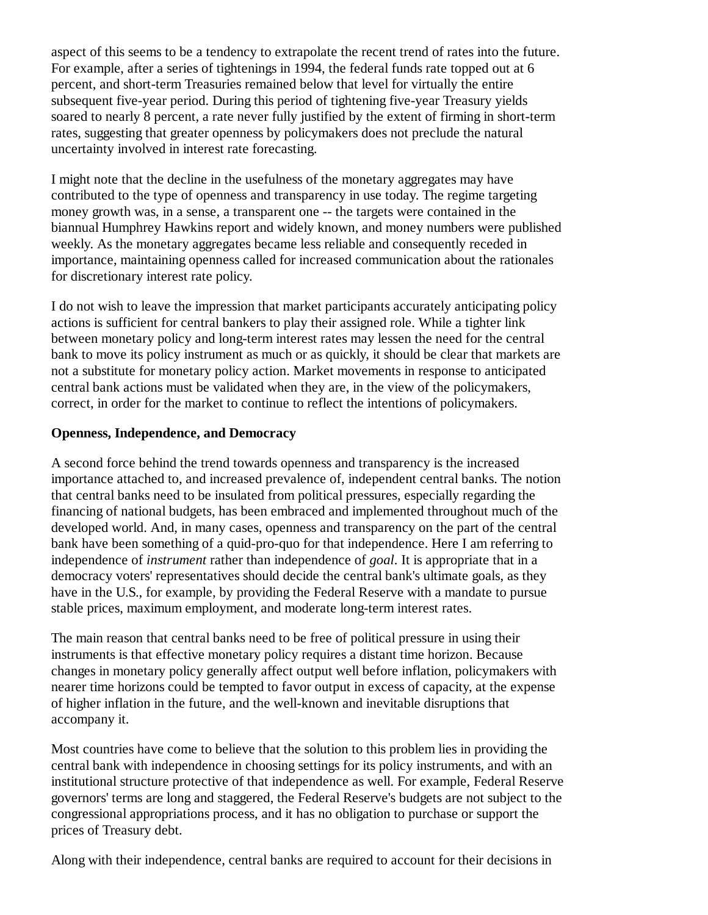aspect of this seems to be a tendency to extrapolate the recent trend of rates into the future. For example, after a series of tightenings in 1994, the federal funds rate topped out at 6 percent, and short-term Treasuries remained below that level for virtually the entire subsequent five-year period. During this period of tightening five-year Treasury yields soared to nearly 8 percent, a rate never fully justified by the extent of firming in short-term rates, suggesting that greater openness by policymakers does not preclude the natural uncertainty involved in interest rate forecasting.

I might note that the decline in the usefulness of the monetary aggregates may have contributed to the type of openness and transparency in use today. The regime targeting money growth was, in a sense, a transparent one -- the targets were contained in the biannual Humphrey Hawkins report and widely known, and money numbers were published weekly. As the monetary aggregates became less reliable and consequently receded in importance, maintaining openness called for increased communication about the rationales for discretionary interest rate policy.

I do not wish to leave the impression that market participants accurately anticipating policy actions is sufficient for central bankers to play their assigned role. While a tighter link between monetary policy and long-term interest rates may lessen the need for the central bank to move its policy instrument as much or as quickly, it should be clear that markets are not a substitute for monetary policy action. Market movements in response to anticipated central bank actions must be validated when they are, in the view of the policymakers, correct, in order for the market to continue to reflect the intentions of policymakers.

**Openness, Independence, and Democracy**

A second force behind the trend towards openness and transparency is the increased importance attached to, and increased prevalence of, independent central banks. The notion that central banks need to be insulated from political pressures, especially regarding the financing of national budgets, has been embraced and implemented throughout much of the developed world. And, in many cases, openness and transparency on the part of the central bank have been something of a quid-pro-quo for that independence. Here I am referring to independence of *instrument* rather than independence of *goal*. It is appropriate that in a democracy voters' representatives should decide the central bank's ultimate goals, as they have in the U.S., for example, by providing the Federal Reserve with a mandate to pursue stable prices, maximum employment, and moderate long-term interest rates.

The main reason that central banks need to be free of political pressure in using their instruments is that effective monetary policy requires a distant time horizon. Because changes in monetary policy generally affect output well before inflation, policymakers with nearer time horizons could be tempted to favor output in excess of capacity, at the expense of higher inflation in the future, and the well-known and inevitable disruptions that accompany it.

Most countries have come to believe that the solution to this problem lies in providing the central bank with independence in choosing settings for its policy instruments, and with an institutional structure protective of that independence as well. For example, Federal Reserve governors' terms are long and staggered, the Federal Reserve's budgets are not subject to the congressional appropriations process, and it has no obligation to purchase or support the prices of Treasury debt.

Along with their independence, central banks are required to account for their decisions in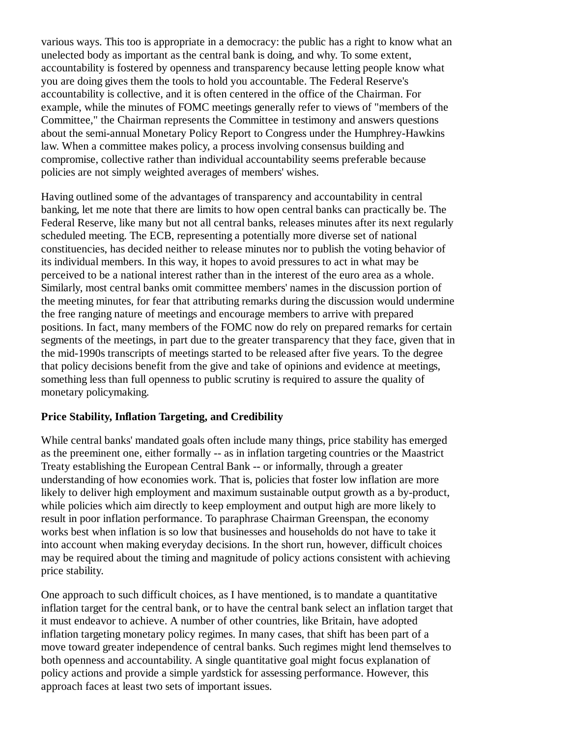various ways. This too is appropriate in a democracy: the public has a right to know what an unelected body as important as the central bank is doing, and why. To some extent, accountability is fostered by openness and transparency because letting people know what you are doing gives them the tools to hold you accountable. The Federal Reserve's accountability is collective, and it is often centered in the office of the Chairman. For example, while the minutes of FOMC meetings generally refer to views of "members of the Committee," the Chairman represents the Committee in testimony and answers questions about the semi-annual Monetary Policy Report to Congress under the Humphrey-Hawkins law. When a committee makes policy, a process involving consensus building and compromise, collective rather than individual accountability seems preferable because policies are not simply weighted averages of members' wishes.

Having outlined some of the advantages of transparency and accountability in central banking, let me note that there are limits to how open central banks can practically be. The Federal Reserve, like many but not all central banks, releases minutes after its next regularly scheduled meeting. The ECB, representing a potentially more diverse set of national constituencies, has decided neither to release minutes nor to publish the voting behavior of its individual members. In this way, it hopes to avoid pressures to act in what may be perceived to be a national interest rather than in the interest of the euro area as a whole. Similarly, most central banks omit committee members' names in the discussion portion of the meeting minutes, for fear that attributing remarks during the discussion would undermine the free ranging nature of meetings and encourage members to arrive with prepared positions. In fact, many members of the FOMC now do rely on prepared remarks for certain segments of the meetings, in part due to the greater transparency that they face, given that in the mid-1990s transcripts of meetings started to be released after five years. To the degree that policy decisions benefit from the give and take of opinions and evidence at meetings, something less than full openness to public scrutiny is required to assure the quality of monetary policymaking.

**Price Stability, Inflation Targeting, and Credibility**

While central banks' mandated goals often include many things, price stability has emerged as the preeminent one, either formally -- as in inflation targeting countries or the Maastrict Treaty establishing the European Central Bank -- or informally, through a greater understanding of how economies work. That is, policies that foster low inflation are more likely to deliver high employment and maximum sustainable output growth as a by-product, while policies which aim directly to keep employment and output high are more likely to result in poor inflation performance. To paraphrase Chairman Greenspan, the economy works best when inflation is so low that businesses and households do not have to take it into account when making everyday decisions. In the short run, however, difficult choices may be required about the timing and magnitude of policy actions consistent with achieving price stability.

One approach to such difficult choices, as I have mentioned, is to mandate a quantitative inflation target for the central bank, or to have the central bank select an inflation target that it must endeavor to achieve. A number of other countries, like Britain, have adopted inflation targeting monetary policy regimes. In many cases, that shift has been part of a move toward greater independence of central banks. Such regimes might lend themselves to both openness and accountability. A single quantitative goal might focus explanation of policy actions and provide a simple yardstick for assessing performance. However, this approach faces at least two sets of important issues.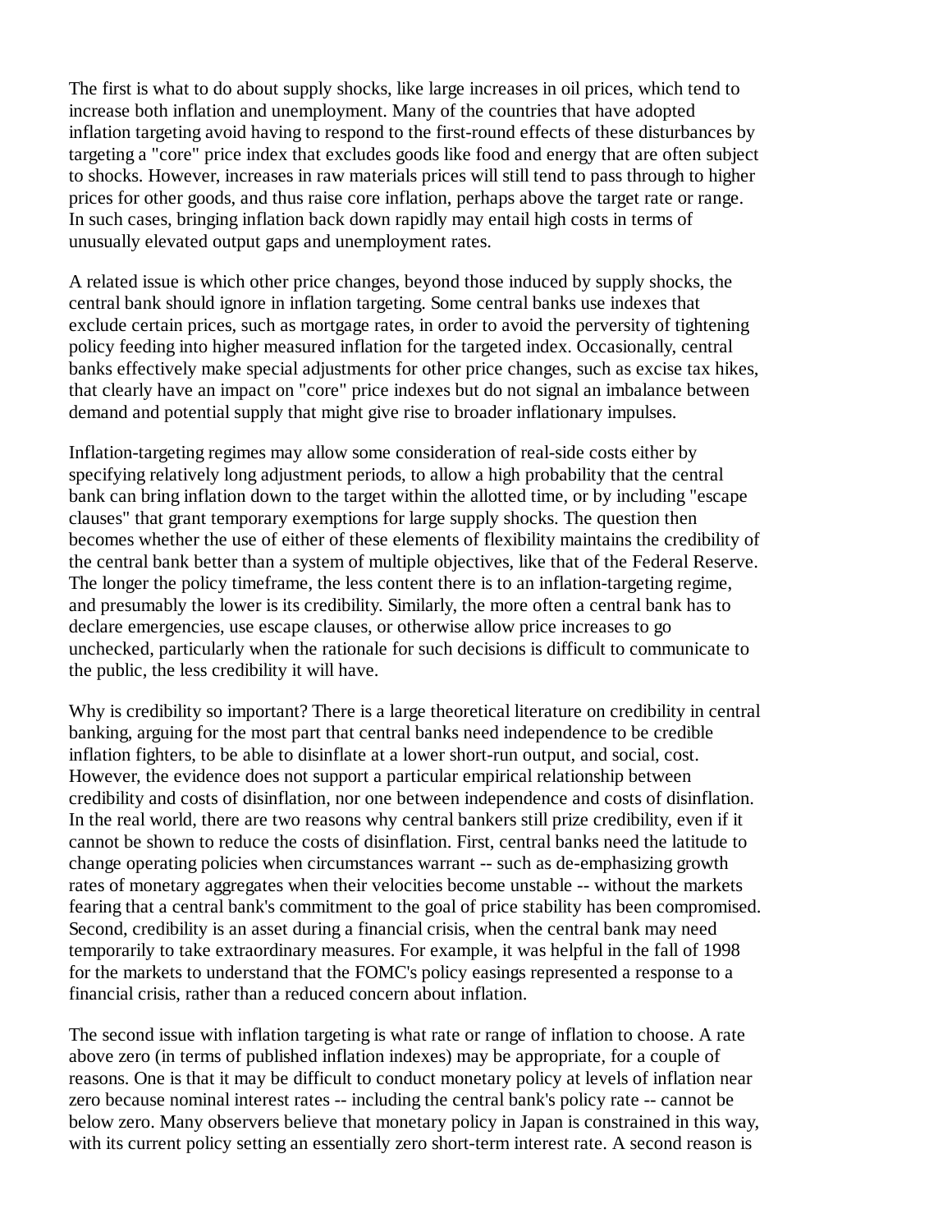The first is what to do about supply shocks, like large increases in oil prices, which tend to increase both inflation and unemployment. Many of the countries that have adopted inflation targeting avoid having to respond to the first-round effects of these disturbances by targeting a "core" price index that excludes goods like food and energy that are often subject to shocks. However, increases in raw materials prices will still tend to pass through to higher prices for other goods, and thus raise core inflation, perhaps above the target rate or range. In such cases, bringing inflation back down rapidly may entail high costs in terms of unusually elevated output gaps and unemployment rates.

A related issue is which other price changes, beyond those induced by supply shocks, the central bank should ignore in inflation targeting. Some central banks use indexes that exclude certain prices, such as mortgage rates, in order to avoid the perversity of tightening policy feeding into higher measured inflation for the targeted index. Occasionally, central banks effectively make special adjustments for other price changes, such as excise tax hikes, that clearly have an impact on "core" price indexes but do not signal an imbalance between demand and potential supply that might give rise to broader inflationary impulses.

Inflation-targeting regimes may allow some consideration of real-side costs either by specifying relatively long adjustment periods, to allow a high probability that the central bank can bring inflation down to the target within the allotted time, or by including "escape clauses" that grant temporary exemptions for large supply shocks. The question then becomes whether the use of either of these elements of flexibility maintains the credibility of the central bank better than a system of multiple objectives, like that of the Federal Reserve. The longer the policy timeframe, the less content there is to an inflation-targeting regime, and presumably the lower is its credibility. Similarly, the more often a central bank has to declare emergencies, use escape clauses, or otherwise allow price increases to go unchecked, particularly when the rationale for such decisions is difficult to communicate to the public, the less credibility it will have.

Why is credibility so important? There is a large theoretical literature on credibility in central banking, arguing for the most part that central banks need independence to be credible inflation fighters, to be able to disinflate at a lower short-run output, and social, cost. However, the evidence does not support a particular empirical relationship between credibility and costs of disinflation, nor one between independence and costs of disinflation. In the real world, there are two reasons why central bankers still prize credibility, even if it cannot be shown to reduce the costs of disinflation. First, central banks need the latitude to change operating policies when circumstances warrant -- such as de-emphasizing growth rates of monetary aggregates when their velocities become unstable -- without the markets fearing that a central bank's commitment to the goal of price stability has been compromised. Second, credibility is an asset during a financial crisis, when the central bank may need temporarily to take extraordinary measures. For example, it was helpful in the fall of 1998 for the markets to understand that the FOMC's policy easings represented a response to a financial crisis, rather than a reduced concern about inflation.

The second issue with inflation targeting is what rate or range of inflation to choose. A rate above zero (in terms of published inflation indexes) may be appropriate, for a couple of reasons. One is that it may be difficult to conduct monetary policy at levels of inflation near zero because nominal interest rates -- including the central bank's policy rate -- cannot be below zero. Many observers believe that monetary policy in Japan is constrained in this way, with its current policy setting an essentially zero short-term interest rate. A second reason is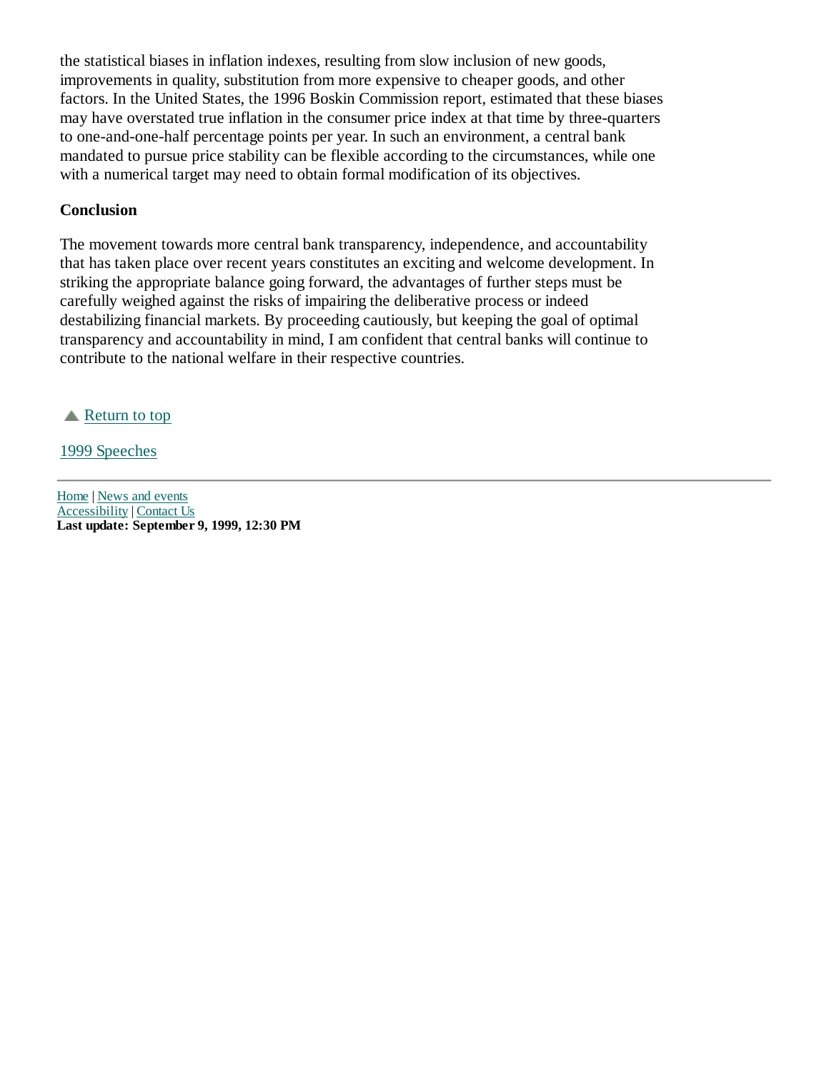the statistical biases in inflation indexes, resulting from slow inclusion of new goods, improvements in quality, substitution from more expensive to cheaper goods, and other factors. In the United States, the 1996 Boskin Commission report, estimated that these biases may have overstated true inflation in the consumer price index at that time by three-quarters to one-and-one-half percentage points per year. In such an environment, a central bank mandated to pursue price stability can be flexible according to the circumstances, while one with a numerical target may need to obtain formal modification of its objectives.

**Conclusion**

The movement towards more central bank transparency, independence, and accountability that has taken place over recent years constitutes an exciting and welcome development. In striking the appropriate balance going forward, the advantages of further steps must be carefully weighed against the risks of impairing the deliberative process or indeed destabilizing financial markets. By proceeding cautiously, but keeping the goal of optimal transparency and accountability in mind, I am confident that central banks will continue to contribute to the national welfare in their respective countries.

▲ Return to top

1999 Speeches

---

Home | News and events
Accessibility | Contact Us
**Last update: September 9, 1999, 12:30 PM**